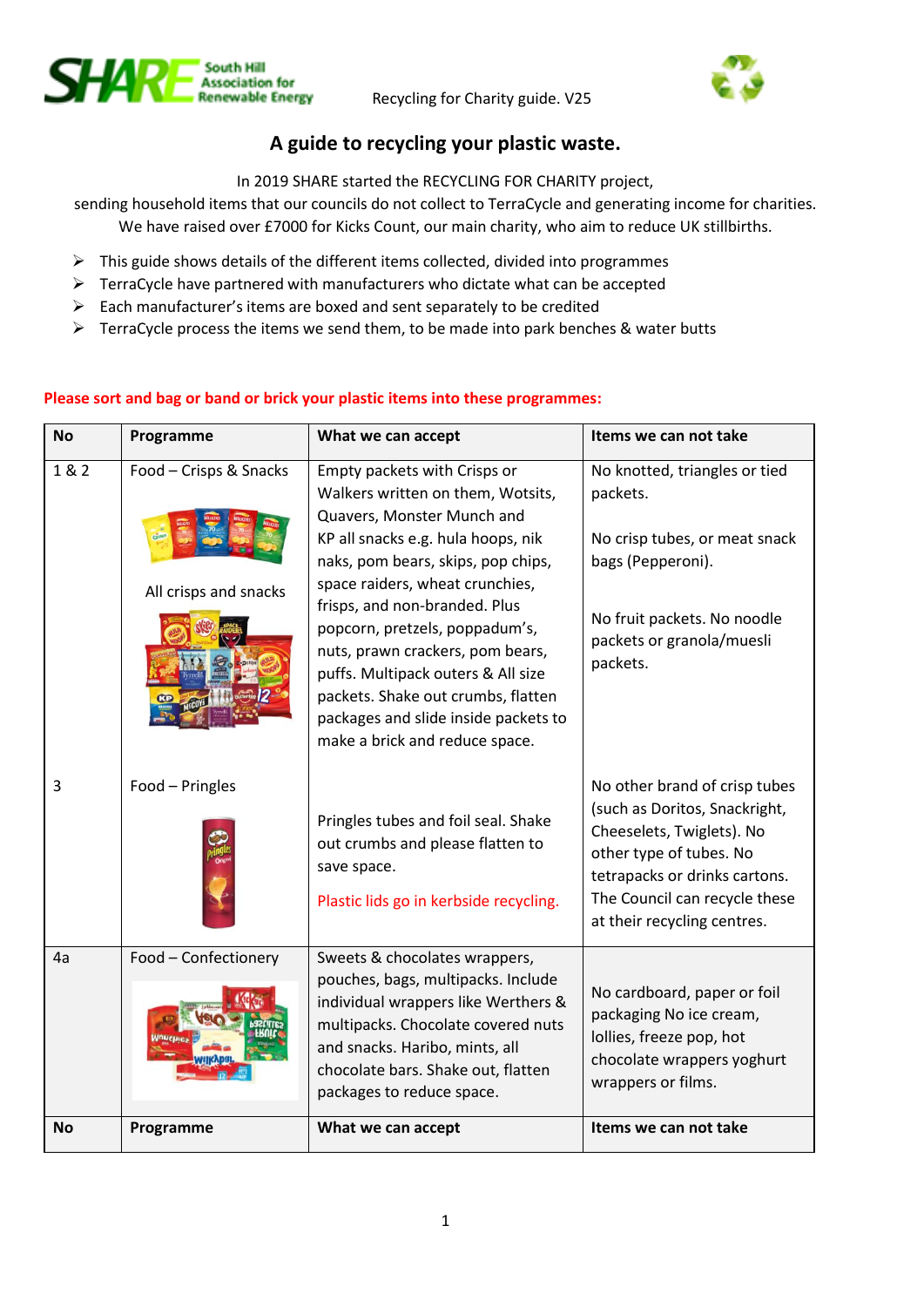Recycling for Charity guide. V25

## A guide to recycling your plastic waste.

In 2019 SHARE started the RECYCLING FOR CHARITY project,
sending household items that our councils do not collect to TerraCycle and generating income for charities.
We have raised over £7000 for Kicks Count, our main charity, who aim to reduce UK stillbirths.

- This guide shows details of the different items collected, divided into programmes
- TerraCycle have partnered with manufacturers who dictate what can be accepted
- Each manufacturer's items are boxed and sent separately to be credited
- TerraCycle process the items we send them, to be made into park benches & water butts

**Please sort and bag or band or brick your plastic items into these programmes:**

| No | Programme | What we can accept | Items we can not take |
|---|---|---|---|
| 1 & 2 | Food – Crisps & Snacks<br><br>All crisps and snacks | Empty packets with Crisps or Walkers written on them, Wotsits, Quavers, Monster Munch and KP all snacks e.g. hula hoops, nik naks, pom bears, skips, pop chips, space raiders, wheat crunchies, frisps, and non-branded. Plus popcorn, pretzels, poppadum's, nuts, prawn crackers, pom bears, puffs. Multipack outers & All size packets. Shake out crumbs, flatten packages and slide inside packets to make a brick and reduce space. | No knotted, triangles or tied packets.<br><br>No crisp tubes, or meat snack bags (Pepperoni).<br><br>No fruit packets. No noodle packets or granola/muesli packets. |
| 3 | Food – Pringles | Pringles tubes and foil seal. Shake out crumbs and please flatten to save space.<br><br>Plastic lids go in kerbside recycling. | No other brand of crisp tubes (such as Doritos, Snackright, Cheeselets, Twiglets). No other type of tubes. No tetrapacks or drinks cartons. The Council can recycle these at their recycling centres. |
| 4a | Food – Confectionery | Sweets & chocolates wrappers, pouches, bags, multipacks. Include individual wrappers like Werthers & multipacks. Chocolate covered nuts and snacks. Haribo, mints, all chocolate bars. Shake out, flatten packages to reduce space. | No cardboard, paper or foil packaging No ice cream, lollies, freeze pop, hot chocolate wrappers yoghurt wrappers or films. |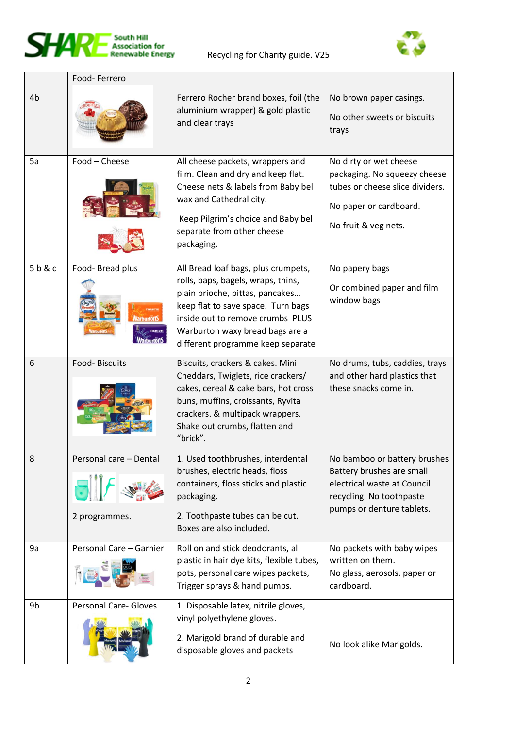| | | | |
|---|---|---|---|
| 4b | Food- Ferrero | Ferrero Rocher brand boxes, foil (the aluminium wrapper) & gold plastic and clear trays | No brown paper casings.<br><br>No other sweets or biscuits trays |
| 5a | Food – Cheese | All cheese packets, wrappers and film. Clean and dry and keep flat. Cheese nets & labels from Baby bel wax and Cathedral city.<br><br>Keep Pilgrim's choice and Baby bel separate from other cheese packaging. | No dirty or wet cheese packaging. No squeezy cheese tubes or cheese slice dividers.<br><br>No paper or cardboard.<br><br>No fruit & veg nets. |
| 5 b & c | Food- Bread plus | All Bread loaf bags, plus crumpets, rolls, baps, bagels, wraps, thins, plain brioche, pittas, pancakes… keep flat to save space. Turn bags inside out to remove crumbs PLUS Warburton waxy bread bags are a different programme keep separate | No papery bags<br><br>Or combined paper and film window bags |
| 6 | Food- Biscuits | Biscuits, crackers & cakes. Mini Cheddars, Twiglets, rice crackers/ cakes, cereal & cake bars, hot cross buns, muffins, croissants, Ryvita crackers. & multipack wrappers. Shake out crumbs, flatten and "brick". | No drums, tubs, caddies, trays and other hard plastics that these snacks come in. |
| 8 | Personal care – Dental<br><br>2 programmes. | 1. Used toothbrushes, interdental brushes, electric heads, floss containers, floss sticks and plastic packaging.<br><br>2. Toothpaste tubes can be cut. Boxes are also included. | No bamboo or battery brushes Battery brushes are small electrical waste at Council recycling. No toothpaste pumps or denture tablets. |
| 9a | Personal Care – Garnier | Roll on and stick deodorants, all plastic in hair dye kits, flexible tubes, pots, personal care wipes packets, Trigger sprays & hand pumps. | No packets with baby wipes written on them.<br>No glass, aerosols, paper or cardboard. |
| 9b | Personal Care- Gloves | 1. Disposable latex, nitrile gloves, vinyl polyethylene gloves.<br><br>2. Marigold brand of durable and disposable gloves and packets | No look alike Marigolds. |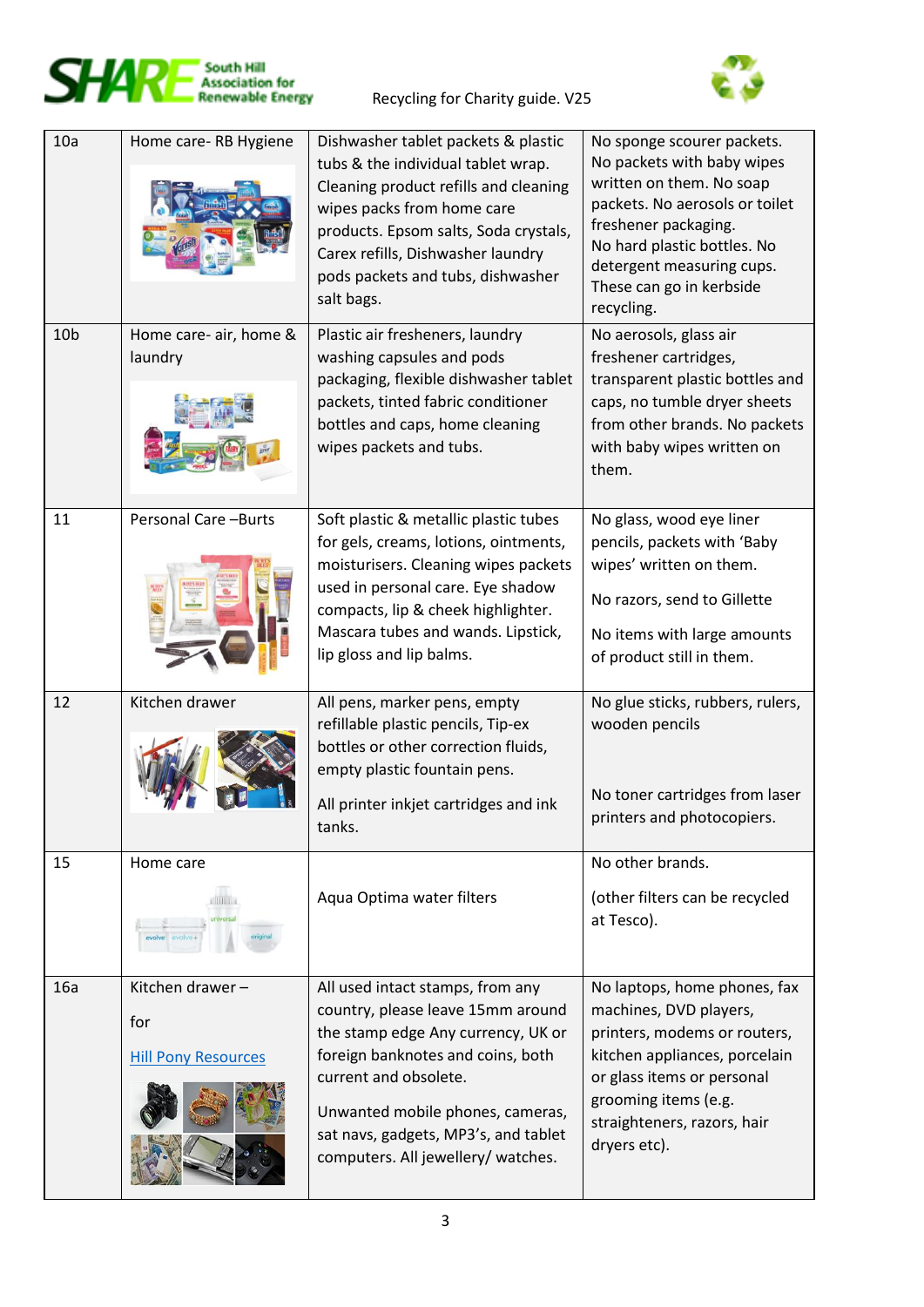| 10a | Home care- RB Hygiene | Dishwasher tablet packets & plastic tubs & the individual tablet wrap. Cleaning product refills and cleaning wipes packs from home care products. Epsom salts, Soda crystals, Carex refills, Dishwasher laundry pods packets and tubs, dishwasher salt bags. | No sponge scourer packets. No packets with baby wipes written on them. No soap packets. No aerosols or toilet freshener packaging. No hard plastic bottles. No detergent measuring cups. These can go in kerbside recycling. |
|---|---|---|---|
| 10b | Home care- air, home & laundry | Plastic air fresheners, laundry washing capsules and pods packaging, flexible dishwasher tablet packets, tinted fabric conditioner bottles and caps, home cleaning wipes packets and tubs. | No aerosols, glass air freshener cartridges, transparent plastic bottles and caps, no tumble dryer sheets from other brands. No packets with baby wipes written on them. |
| 11 | Personal Care –Burts | Soft plastic & metallic plastic tubes for gels, creams, lotions, ointments, moisturisers. Cleaning wipes packets used in personal care. Eye shadow compacts, lip & cheek highlighter. Mascara tubes and wands. Lipstick, lip gloss and lip balms. | No glass, wood eye liner pencils, packets with 'Baby wipes' written on them.<br><br>No razors, send to Gillette<br><br>No items with large amounts of product still in them. |
| 12 | Kitchen drawer | All pens, marker pens, empty refillable plastic pencils, Tip-ex bottles or other correction fluids, empty plastic fountain pens.<br><br>All printer inkjet cartridges and ink tanks. | No glue sticks, rubbers, rulers, wooden pencils<br><br>No toner cartridges from laser printers and photocopiers. |
| 15 | Home care | Aqua Optima water filters | No other brands.<br><br>(other filters can be recycled at Tesco). |
| 16a | Kitchen drawer –<br><br>for<br><br>Hill Pony Resources | All used intact stamps, from any country, please leave 15mm around the stamp edge Any currency, UK or foreign banknotes and coins, both current and obsolete.<br><br>Unwanted mobile phones, cameras, sat navs, gadgets, MP3's, and tablet computers. All jewellery/ watches. | No laptops, home phones, fax machines, DVD players, printers, modems or routers, kitchen appliances, porcelain or glass items or personal grooming items (e.g. straighteners, razors, hair dryers etc). |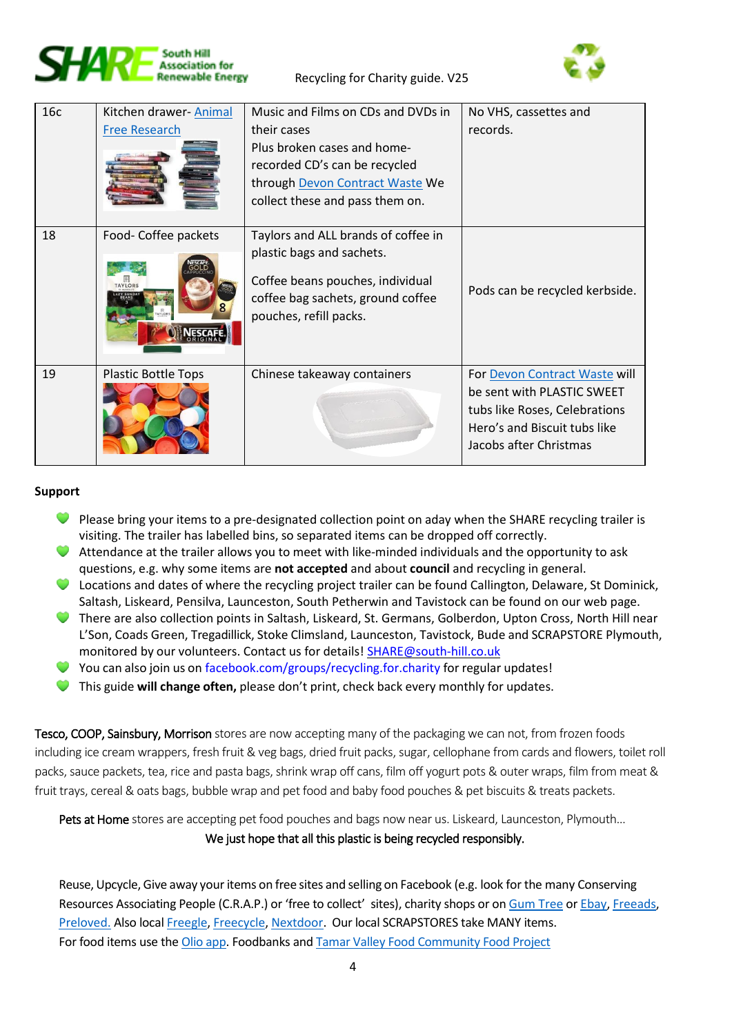| 16c | Kitchen drawer- Animal Free Research | Music and Films on CDs and DVDs in their cases<br>Plus broken cases and home-recorded CD's can be recycled through Devon Contract Waste We collect these and pass them on. | No VHS, cassettes and records. |
|---|---|---|---|
| 18 | Food- Coffee packets | Taylors and ALL brands of coffee in plastic bags and sachets.<br><br>Coffee beans pouches, individual coffee bag sachets, ground coffee pouches, refill packs. | Pods can be recycled kerbside. |
| 19 | Plastic Bottle Tops | Chinese takeaway containers | For Devon Contract Waste will be sent with PLASTIC SWEET tubs like Roses, Celebrations Hero's and Biscuit tubs like Jacobs after Christmas |

**Support**

- Please bring your items to a pre-designated collection point on aday when the SHARE recycling trailer is visiting. The trailer has labelled bins, so separated items can be dropped off correctly.
- Attendance at the trailer allows you to meet with like-minded individuals and the opportunity to ask questions, e.g. why some items are **not accepted** and about **council** and recycling in general.
- Locations and dates of where the recycling project trailer can be found Callington, Delaware, St Dominick, Saltash, Liskeard, Pensilva, Launceston, South Petherwin and Tavistock can be found on our web page.
- There are also collection points in Saltash, Liskeard, St. Germans, Golberdon, Upton Cross, North Hill near L'Son, Coads Green, Tregadillick, Stoke Climsland, Launceston, Tavistock, Bude and SCRAPSTORE Plymouth, monitored by our volunteers. Contact us for details! SHARE@south-hill.co.uk
- You can also join us on facebook.com/groups/recycling.for.charity for regular updates!
- This guide **will change often,** please don't print, check back every monthly for updates.

Tesco, COOP, Sainsbury, Morrison stores are now accepting many of the packaging we can not, from frozen foods including ice cream wrappers, fresh fruit & veg bags, dried fruit packs, sugar, cellophane from cards and flowers, toilet roll packs, sauce packets, tea, rice and pasta bags, shrink wrap off cans, film off yogurt pots & outer wraps, film from meat & fruit trays, cereal & oats bags, bubble wrap and pet food and baby food pouches & pet biscuits & treats packets.

Pets at Home stores are accepting pet food pouches and bags now near us. Liskeard, Launceston, Plymouth…

We just hope that all this plastic is being recycled responsibly.

Reuse, Upcycle, Give away your items on free sites and selling on Facebook (e.g. look for the many Conserving Resources Associating People (C.R.A.P.) or 'free to collect' sites), charity shops or on Gum Tree or Ebay, Freeads, Preloved. Also local Freegle, Freecycle, Nextdoor. Our local SCRAPSTORES take MANY items.
For food items use the Olio app. Foodbanks and Tamar Valley Food Community Food Project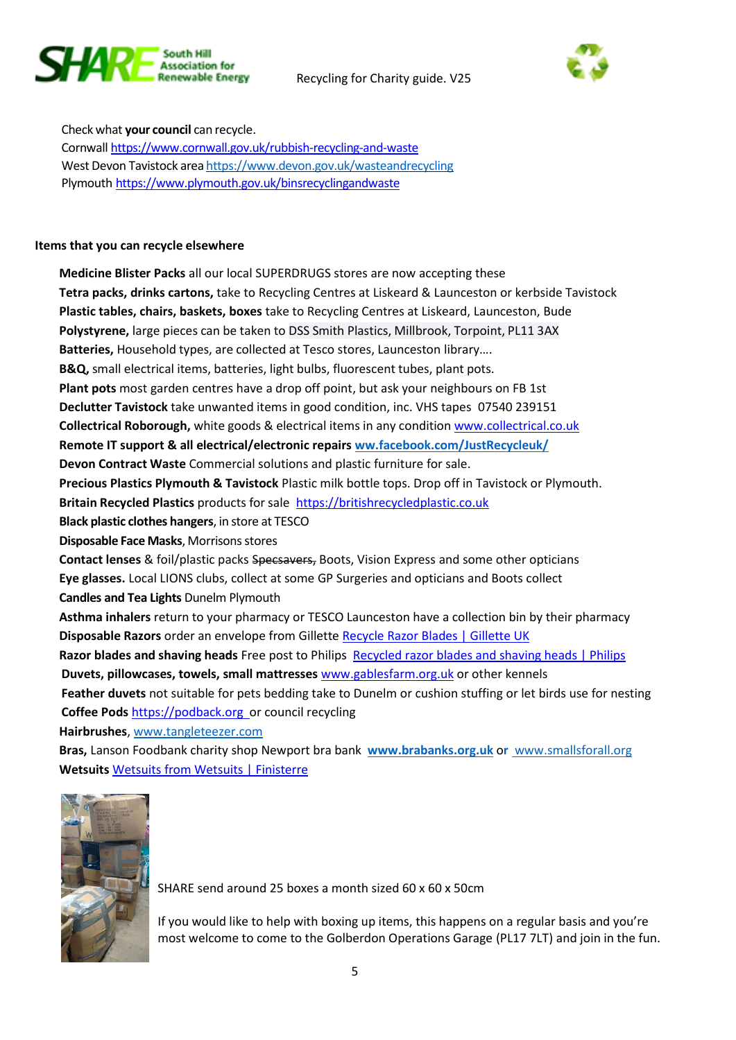Check what **your council** can recycle.
Cornwall https://www.cornwall.gov.uk/rubbish-recycling-and-waste
West Devon Tavistock area https://www.devon.gov.uk/wasteandrecycling
Plymouth https://www.plymouth.gov.uk/binsrecyclingandwaste

**Items that you can recycle elsewhere**

**Medicine Blister Packs** all our local SUPERDRUGS stores are now accepting these
**Tetra packs, drinks cartons,** take to Recycling Centres at Liskeard & Launceston or kerbside Tavistock
**Plastic tables, chairs, baskets, boxes** take to Recycling Centres at Liskeard, Launceston, Bude
**Polystyrene,** large pieces can be taken to DSS Smith Plastics, Millbrook, Torpoint, PL11 3AX
**Batteries,** Household types, are collected at Tesco stores, Launceston library….
**B&Q,** small electrical items, batteries, light bulbs, fluorescent tubes, plant pots.
**Plant pots** most garden centres have a drop off point, but ask your neighbours on FB 1st
**Declutter Tavistock** take unwanted items in good condition, inc. VHS tapes 07540 239151
**Collectrical Roborough,** white goods & electrical items in any condition www.collectrical.co.uk
**Remote IT support & all electrical/electronic repairs** **ww.facebook.com/JustRecycleuk/**
**Devon Contract Waste** Commercial solutions and plastic furniture for sale.
**Precious Plastics Plymouth & Tavistock** Plastic milk bottle tops. Drop off in Tavistock or Plymouth.
**Britain Recycled Plastics** products for sale https://britishrecycledplastic.co.uk
**Black plastic clothes hangers**, in store at TESCO
**Disposable Face Masks**, Morrisons stores
**Contact lenses** & foil/plastic packs ~~Specsavers,~~ Boots, Vision Express and some other opticians
**Eye glasses.** Local LIONS clubs, collect at some GP Surgeries and opticians and Boots collect
**Candles and Tea Lights** Dunelm Plymouth
**Asthma inhalers** return to your pharmacy or TESCO Launceston have a collection bin by their pharmacy
**Disposable Razors** order an envelope from Gillette Recycle Razor Blades | Gillette UK
**Razor blades and shaving heads** Free post to Philips Recycled razor blades and shaving heads | Philips
**Duvets, pillowcases, towels, small mattresses** www.gablesfarm.org.uk or other kennels
**Feather duvets** not suitable for pets bedding take to Dunelm or cushion stuffing or let birds use for nesting
**Coffee Pods** https://podback.org or council recycling
**Hairbrushes**, www.tangleteezer.com
**Bras,** Lanson Foodbank charity shop Newport bra bank **www.brabanks.org.uk** or www.smallsforall.org
**Wetsuits** Wetsuits from Wetsuits | Finisterre

SHARE send around 25 boxes a month sized 60 x 60 x 50cm

If you would like to help with boxing up items, this happens on a regular basis and you're most welcome to come to the Golberdon Operations Garage (PL17 7LT) and join in the fun.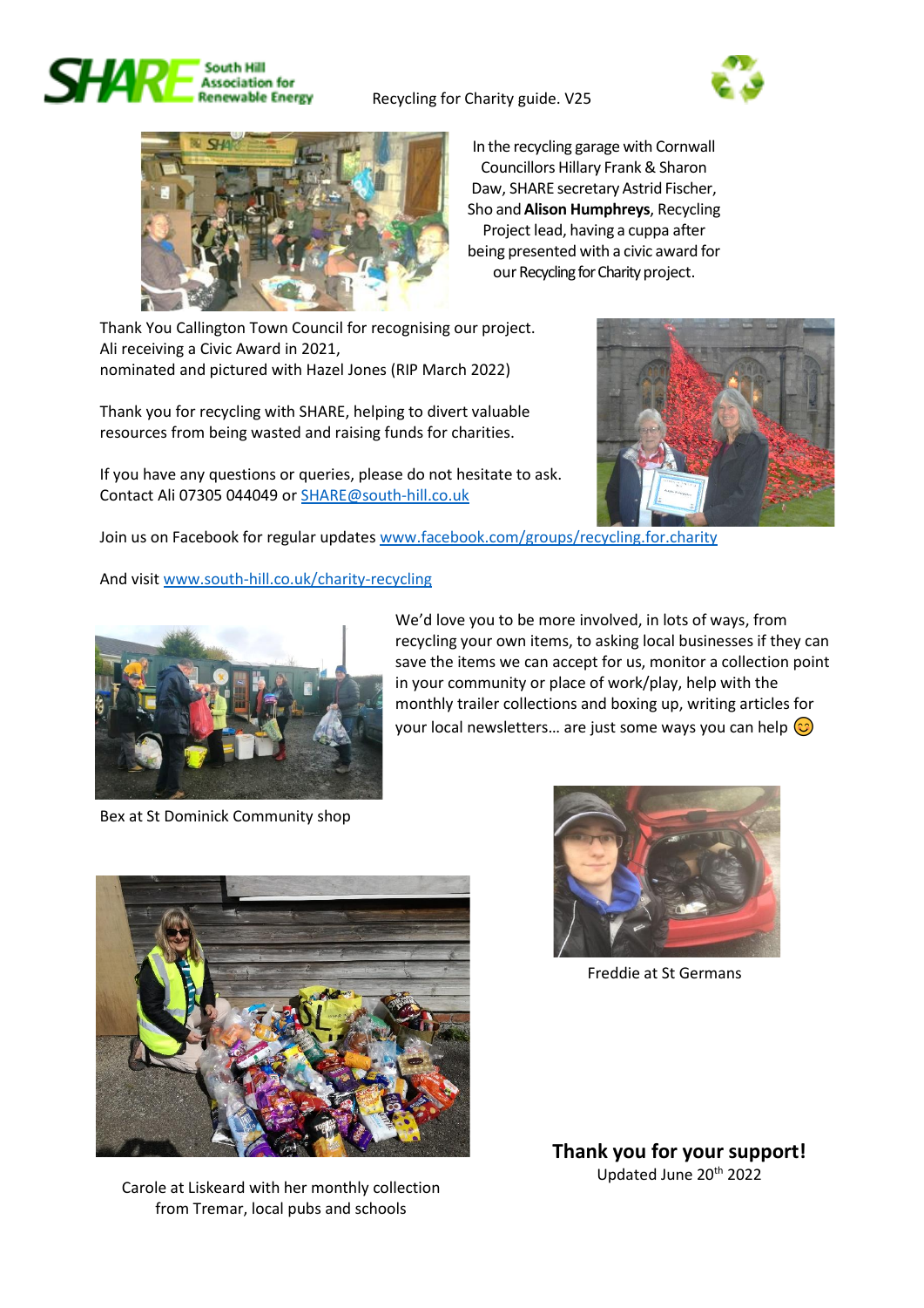SHARE South Hill Association for Renewable Energy

Recycling for Charity guide. V25

In the recycling garage with Cornwall Councillors Hillary Frank & Sharon Daw, SHARE secretary Astrid Fischer, Sho and **Alison Humphreys**, Recycling Project lead, having a cuppa after being presented with a civic award for our Recycling for Charity project.

Thank You Callington Town Council for recognising our project.
Ali receiving a Civic Award in 2021,
nominated and pictured with Hazel Jones (RIP March 2022)

Thank you for recycling with SHARE, helping to divert valuable resources from being wasted and raising funds for charities.

If you have any questions or queries, please do not hesitate to ask.
Contact Ali 07305 044049 or SHARE@south-hill.co.uk

Join us on Facebook for regular updates www.facebook.com/groups/recycling.for.charity

And visit www.south-hill.co.uk/charity-recycling

We'd love you to be more involved, in lots of ways, from recycling your own items, to asking local businesses if they can save the items we can accept for us, monitor a collection point in your community or place of work/play, help with the monthly trailer collections and boxing up, writing articles for your local newsletters… are just some ways you can help 😊

Bex at St Dominick Community shop

Freddie at St Germans

Carole at Liskeard with her monthly collection from Tremar, local pubs and schools

**Thank you for your support!**

Updated June 20th 2022